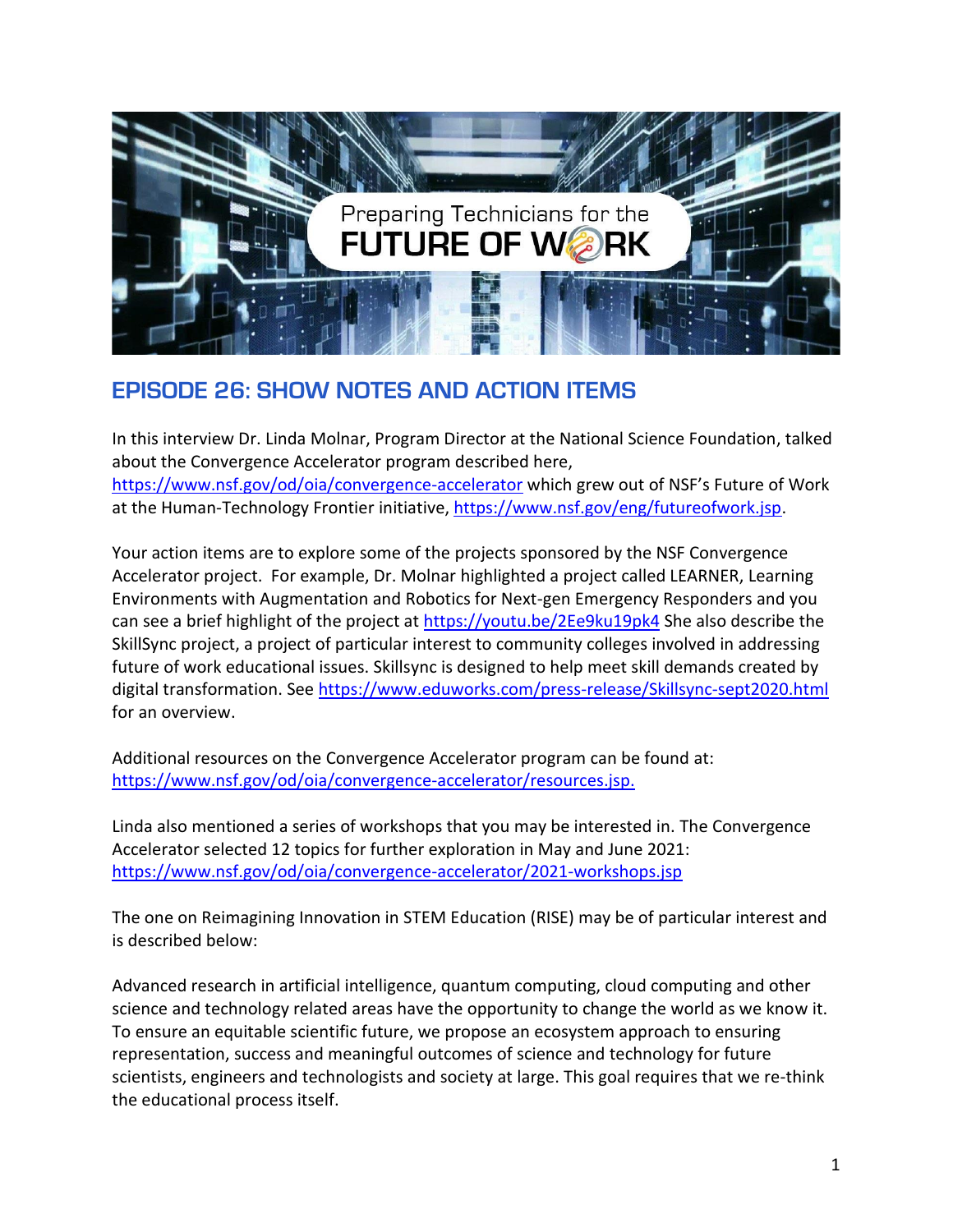Preparing Technicians for the FUTURE OF WORK

## EPISODE 26: SHOW NOTES AND ACTION ITEMS

In this interview Dr. Linda Molnar, Program Director at the National Science Foundation, talked about the Convergence Accelerator program described here, https://www.nsf.gov/od/oia/convergence-accelerator which grew out of NSF's Future of Work at the Human-Technology Frontier initiative, https://www.nsf.gov/eng/futureofwork.jsp.

Your action items are to explore some of the projects sponsored by the NSF Convergence Accelerator project. For example, Dr. Molnar highlighted a project called LEARNER, Learning Environments with Augmentation and Robotics for Next-gen Emergency Responders and you can see a brief highlight of the project at https://youtu.be/2Ee9ku19pk4 She also describe the SkillSync project, a project of particular interest to community colleges involved in addressing future of work educational issues. Skillsync is designed to help meet skill demands created by digital transformation. See https://www.eduworks.com/press-release/Skillsync-sept2020.html for an overview.

Additional resources on the Convergence Accelerator program can be found at: https://www.nsf.gov/od/oia/convergence-accelerator/resources.jsp.

Linda also mentioned a series of workshops that you may be interested in. The Convergence Accelerator selected 12 topics for further exploration in May and June 2021: https://www.nsf.gov/od/oia/convergence-accelerator/2021-workshops.jsp

The one on Reimagining Innovation in STEM Education (RISE) may be of particular interest and is described below:

Advanced research in artificial intelligence, quantum computing, cloud computing and other science and technology related areas have the opportunity to change the world as we know it. To ensure an equitable scientific future, we propose an ecosystem approach to ensuring representation, success and meaningful outcomes of science and technology for future scientists, engineers and technologists and society at large. This goal requires that we re-think the educational process itself.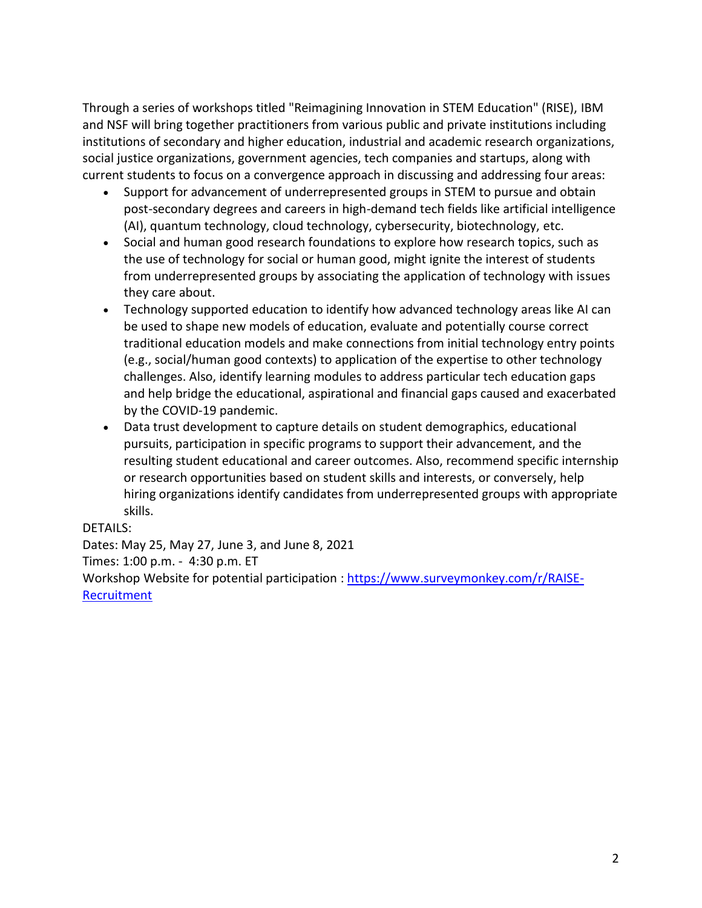Through a series of workshops titled "Reimagining Innovation in STEM Education" (RISE), IBM and NSF will bring together practitioners from various public and private institutions including institutions of secondary and higher education, industrial and academic research organizations, social justice organizations, government agencies, tech companies and startups, along with current students to focus on a convergence approach in discussing and addressing four areas:

- Support for advancement of underrepresented groups in STEM to pursue and obtain post-secondary degrees and careers in high-demand tech fields like artificial intelligence (AI), quantum technology, cloud technology, cybersecurity, biotechnology, etc.
- Social and human good research foundations to explore how research topics, such as the use of technology for social or human good, might ignite the interest of students from underrepresented groups by associating the application of technology with issues they care about.
- Technology supported education to identify how advanced technology areas like AI can be used to shape new models of education, evaluate and potentially course correct traditional education models and make connections from initial technology entry points (e.g., social/human good contexts) to application of the expertise to other technology challenges. Also, identify learning modules to address particular tech education gaps and help bridge the educational, aspirational and financial gaps caused and exacerbated by the COVID-19 pandemic.
- Data trust development to capture details on student demographics, educational pursuits, participation in specific programs to support their advancement, and the resulting student educational and career outcomes. Also, recommend specific internship or research opportunities based on student skills and interests, or conversely, help hiring organizations identify candidates from underrepresented groups with appropriate skills.

DETAILS:

Dates: May 25, May 27, June 3, and June 8, 2021

Times: 1:00 p.m. - 4:30 p.m. ET

Workshop Website for potential participation : [https://www.surveymonkey.com/r/RAISE-Recruitment](https://www.surveymonkey.com/r/RAISE-Recruitment)